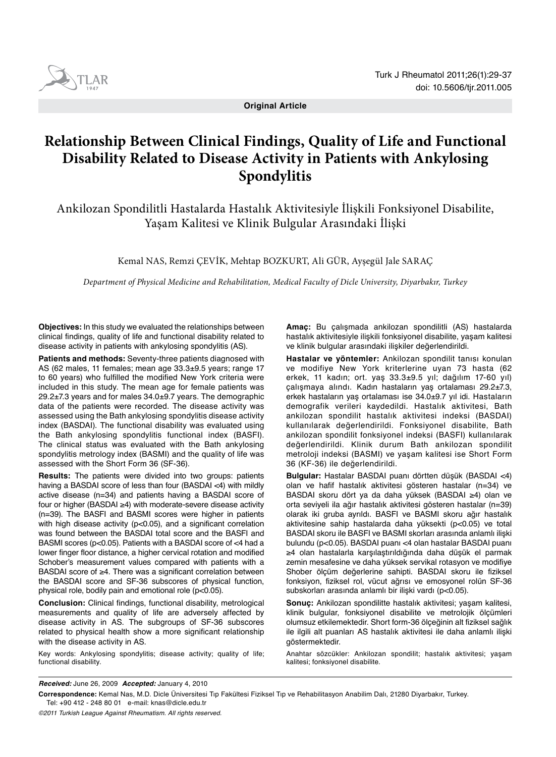**Original Article**

# Relationship Between Clinical Findings, Quality of Life and Functional Disability Related to Disease Activity in Patients with Ankylosing Spondylitis

## Ankilozan Spondilitli Hastalarda Hastalık Aktivitesiyle İlişkili Fonksiyonel Disabilite, Yaşam Kalitesi ve Klinik Bulgular Arasındaki İlişki

Kemal NAS, Remzi ÇEVİK, Mehtap BOZKURT, Ali GÜR, Ayşegül Jale SARAÇ

*Department of Physical Medicine and Rehabilitation, Medical Faculty of Dicle University, Diyarbakır, Turkey*

**Objectives:** In this study we evaluated the relationships between clinical findings, quality of life and functional disability related to disease activity in patients with ankylosing spondylitis (AS).

**Patients and methods:** Seventy-three patients diagnosed with AS (62 males, 11 females; mean age 33.3±9.5 years; range 17 to 60 years) who fulfilled the modified New York criteria were included in this study. The mean age for female patients was 29.2±7.3 years and for males 34.0±9.7 years. The demographic data of the patients were recorded. The disease activity was assessed using the Bath ankylosing spondylitis disease activity index (BASDAI). The functional disability was evaluated using the Bath ankylosing spondylitis functional index (BASFI). The clinical status was evaluated with the Bath ankylosing spondylitis metrology index (BASMI) and the quality of life was assessed with the Short Form 36 (SF-36).

**Results:** The patients were divided into two groups: patients having a BASDAI score of less than four (BASDAI <4) with mildly active disease (n=34) and patients having a BASDAI score of four or higher (BASDAI ≥4) with moderate-severe disease activity (n=39). The BASFI and BASMI scores were higher in patients with high disease activity (p<0.05), and a significant correlation was found between the BASDAI total score and the BASFI and BASMI scores (p<0.05). Patients with a BASDAI score of <4 had a lower finger floor distance, a higher cervical rotation and modified Schober's measurement values compared with patients with a BASDAI score of ≥4. There was a significant correlation between the BASDAI score and SF-36 subscores of physical function, physical role, bodily pain and emotional role (p<0.05).

**Conclusion:** Clinical findings, functional disability, metrological measurements and quality of life are adversely affected by disease activity in AS. The subgroups of SF-36 subscores related to physical health show a more significant relationship with the disease activity in AS.

Key words: Ankylosing spondylitis; disease activity; quality of life; functional disability.

**Amaç:** Bu çalışmada ankilozan spondilitli (AS) hastalarda hastalık aktivitesiyle ilişkili fonksiyonel disabilite, yaşam kalitesi ve klinik bulgular arasındaki ilişkiler değerlendirildi.

**Hastalar ve yöntemler:** Ankilozan spondilit tanısı konulan ve modifiye New York kriterlerine uyan 73 hasta (62 erkek, 11 kadın; ort. yaş 33.3±9.5 yıl; dağılım 17-60 yıl) çalışmaya alındı. Kadın hastaların yaş ortalaması 29.2±7.3, erkek hastaların yaş ortalaması ise 34.0±9.7 yıl idi. Hastaların demografik verileri kaydedildi. Hastalık aktivitesi, Bath ankilozan spondilit hastalık aktivitesi indeksi (BASDAI) kullanılarak değerlendirildi. Fonksiyonel disabilite, Bath ankilozan spondilit fonksiyonel indeksi (BASFI) kullanılarak değerlendirildi. Klinik durum Bath ankilozan spondilit metroloji indeksi (BASMI) ve yaşam kalitesi ise Short Form 36 (KF-36) ile değerlendirildi.

**Bulgular:** Hastalar BASDAI puanı dörtten düşük (BASDAI <4) olan ve hafif hastalık aktivitesi gösteren hastalar (n=34) ve BASDAI skoru dört ya da daha yüksek (BASDAI ≥4) olan ve orta seviyeli ila ağır hastalık aktivitesi gösteren hastalar (n=39) olarak iki gruba ayrıldı. BASFI ve BASMI skoru ağır hastalık aktivitesine sahip hastalarda daha yüksekti (p<0.05) ve total BASDAI skoru ile BASFI ve BASMI skorları arasında anlamlı ilişki bulundu (p<0.05). BASDAI puanı <4 olan hastalar BASDAI puanı ≥4 olan hastalarla karşılaştırıldığında daha düşük el parmak zemin mesafesine ve daha yüksek servikal rotasyon ve modifiye Shober ölçüm değerlerine sahipti. BASDAI skoru ile fiziksel fonksiyon, fiziksel rol, vücut ağrısı ve emosyonel rolün SF-36 subskorları arasında anlamlı bir ilişki vardı (p<0.05).

**Sonuç:** Ankilozan spondilitte hastalık aktivitesi; yaşam kalitesi, klinik bulgular, fonksiyonel disabilite ve metrolojik ölçümleri olumsuz etkilemektedir. Short form-36 ölçeğinin alt fiziksel sağlık ile ilgili alt puanları AS hastalık aktivitesi ile daha anlamlı ilişki göstermektedir.

Anahtar sözcükler: Ankilozan spondilit; hastalık aktivitesi; yaşam kalitesi; fonksiyonel disabilite.

***Received:*** June 26, 2009 ***Accepted:*** January 4, 2010

**Correspondence:** Kemal Nas, M.D. Dicle Üniversitesi Tıp Fakültesi Fiziksel Tıp ve Rehabilitasyon Anabilim Dalı, 21280 Diyarbakır, Turkey.
Tel: +90 412 - 248 80 01 e-mail: knas@dicle.edu.tr

*©2011 Turkish League Against Rheumatism. All rights reserved.*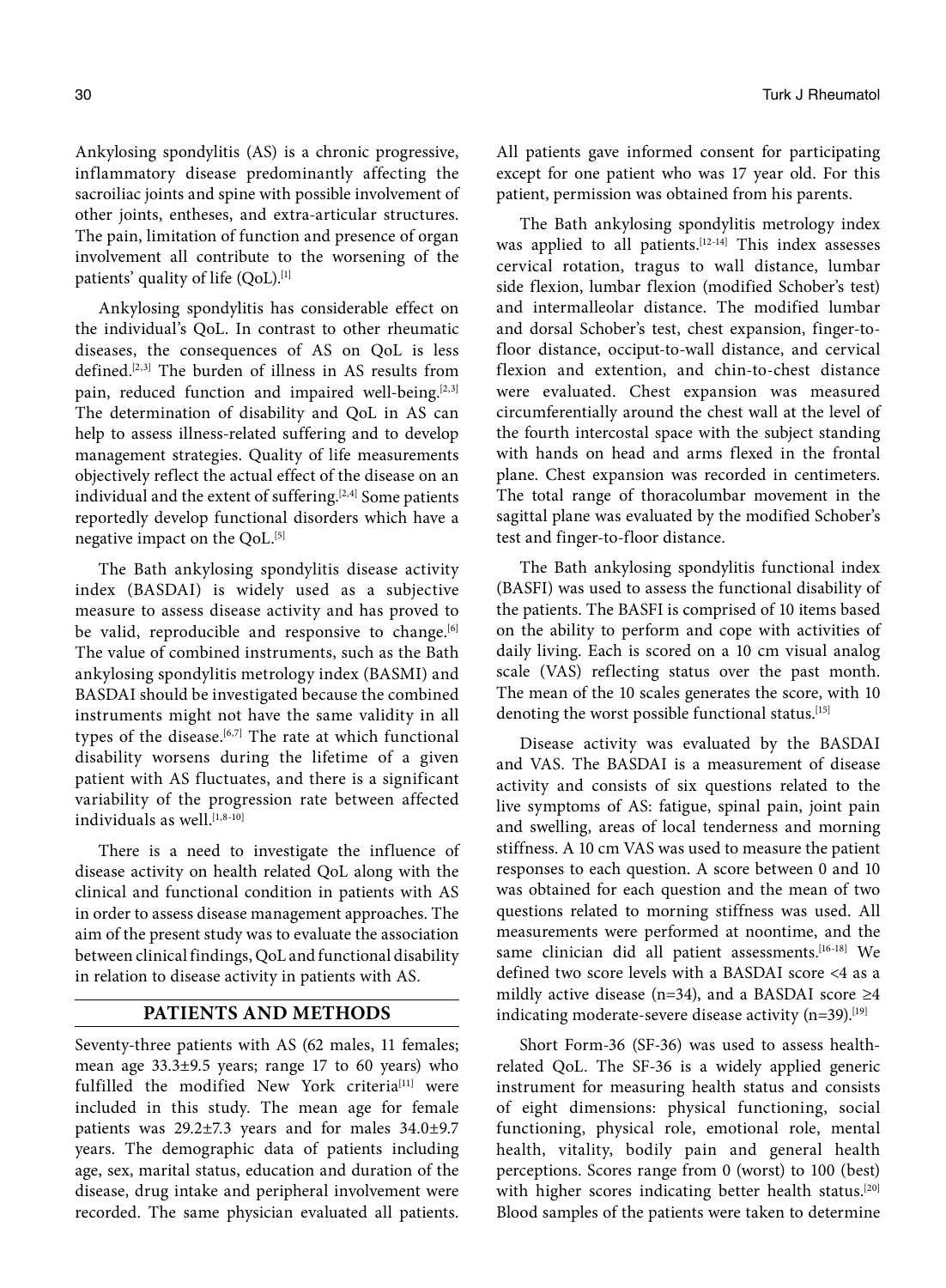Ankylosing spondylitis (AS) is a chronic progressive, inflammatory disease predominantly affecting the sacroiliac joints and spine with possible involvement of other joints, entheses, and extra-articular structures. The pain, limitation of function and presence of organ involvement all contribute to the worsening of the patients' quality of life (QoL).[1]

Ankylosing spondylitis has considerable effect on the individual's QoL. In contrast to other rheumatic diseases, the consequences of AS on QoL is less defined.[2,3] The burden of illness in AS results from pain, reduced function and impaired well-being.[2,3] The determination of disability and QoL in AS can help to assess illness-related suffering and to develop management strategies. Quality of life measurements objectively reflect the actual effect of the disease on an individual and the extent of suffering.[2,4] Some patients reportedly develop functional disorders which have a negative impact on the QoL.[5]

The Bath ankylosing spondylitis disease activity index (BASDAI) is widely used as a subjective measure to assess disease activity and has proved to be valid, reproducible and responsive to change.[6] The value of combined instruments, such as the Bath ankylosing spondylitis metrology index (BASMI) and BASDAI should be investigated because the combined instruments might not have the same validity in all types of the disease.[6,7] The rate at which functional disability worsens during the lifetime of a given patient with AS fluctuates, and there is a significant variability of the progression rate between affected individuals as well.[1,8-10]

There is a need to investigate the influence of disease activity on health related QoL along with the clinical and functional condition in patients with AS in order to assess disease management approaches. The aim of the present study was to evaluate the association between clinical findings, QoL and functional disability in relation to disease activity in patients with AS.

## PATIENTS AND METHODS

Seventy-three patients with AS (62 males, 11 females; mean age 33.3±9.5 years; range 17 to 60 years) who fulfilled the modified New York criteria[11] were included in this study. The mean age for female patients was 29.2±7.3 years and for males 34.0±9.7 years. The demographic data of patients including age, sex, marital status, education and duration of the disease, drug intake and peripheral involvement were recorded. The same physician evaluated all patients. All patients gave informed consent for participating except for one patient who was 17 year old. For this patient, permission was obtained from his parents.

The Bath ankylosing spondylitis metrology index was applied to all patients.[12-14] This index assesses cervical rotation, tragus to wall distance, lumbar side flexion, lumbar flexion (modified Schober's test) and intermalleolar distance. The modified lumbar and dorsal Schober's test, chest expansion, finger-to-floor distance, occiput-to-wall distance, and cervical flexion and extention, and chin-to-chest distance were evaluated. Chest expansion was measured circumferentially around the chest wall at the level of the fourth intercostal space with the subject standing with hands on head and arms flexed in the frontal plane. Chest expansion was recorded in centimeters. The total range of thoracolumbar movement in the sagittal plane was evaluated by the modified Schober's test and finger-to-floor distance.

The Bath ankylosing spondylitis functional index (BASFI) was used to assess the functional disability of the patients. The BASFI is comprised of 10 items based on the ability to perform and cope with activities of daily living. Each is scored on a 10 cm visual analog scale (VAS) reflecting status over the past month. The mean of the 10 scales generates the score, with 10 denoting the worst possible functional status.[15]

Disease activity was evaluated by the BASDAI and VAS. The BASDAI is a measurement of disease activity and consists of six questions related to the live symptoms of AS: fatigue, spinal pain, joint pain and swelling, areas of local tenderness and morning stiffness. A 10 cm VAS was used to measure the patient responses to each question. A score between 0 and 10 was obtained for each question and the mean of two questions related to morning stiffness was used. All measurements were performed at noontime, and the same clinician did all patient assessments.[16-18] We defined two score levels with a BASDAI score <4 as a mildly active disease (n=34), and a BASDAI score ≥4 indicating moderate-severe disease activity (n=39).[19]

Short Form-36 (SF-36) was used to assess health-related QoL. The SF-36 is a widely applied generic instrument for measuring health status and consists of eight dimensions: physical functioning, social functioning, physical role, emotional role, mental health, vitality, bodily pain and general health perceptions. Scores range from 0 (worst) to 100 (best) with higher scores indicating better health status.[20] Blood samples of the patients were taken to determine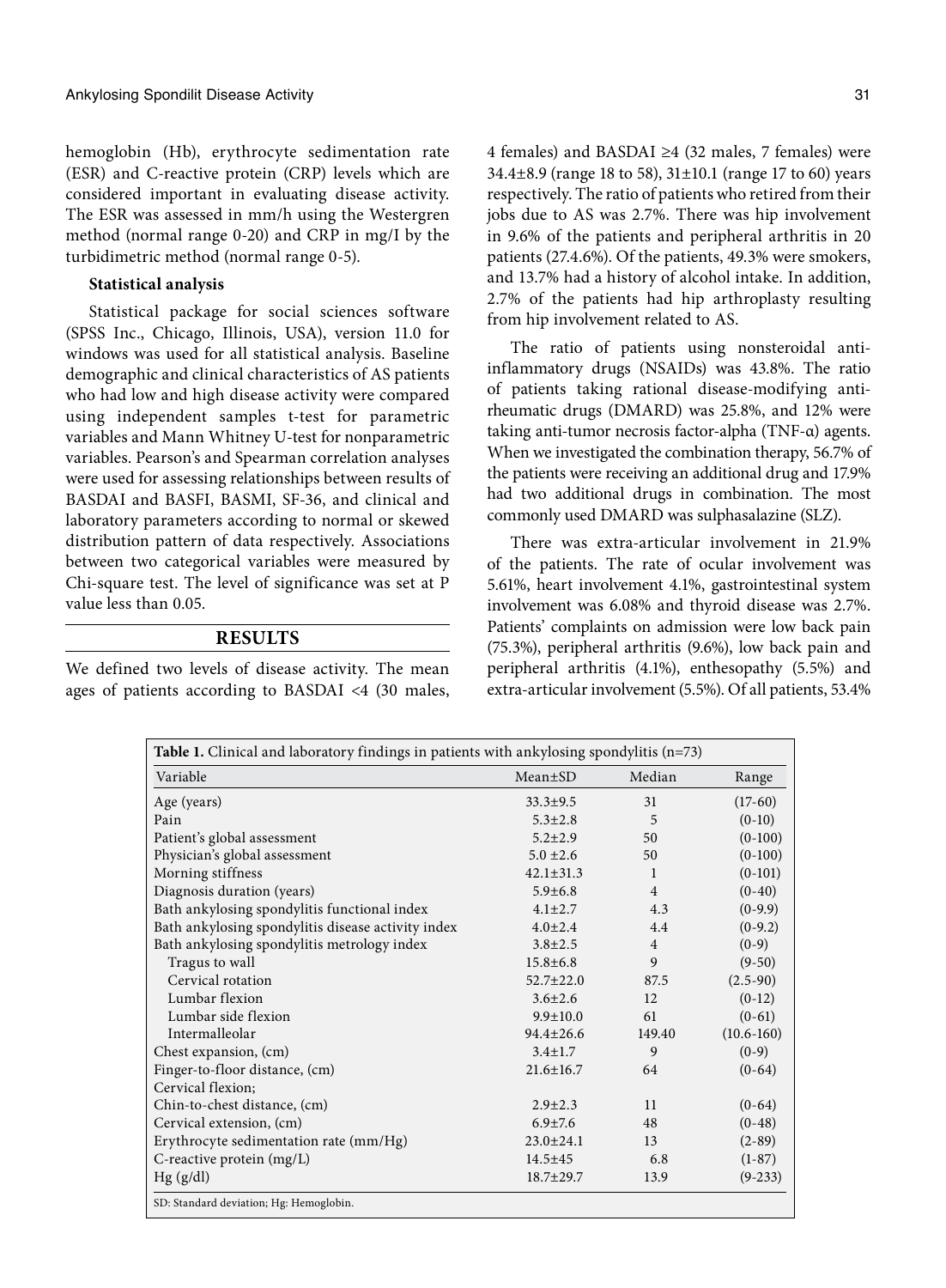hemoglobin (Hb), erythrocyte sedimentation rate (ESR) and C-reactive protein (CRP) levels which are considered important in evaluating disease activity. The ESR was assessed in mm/h using the Westergren method (normal range 0-20) and CRP in mg/I by the turbidimetric method (normal range 0-5).

**Statistical analysis**

Statistical package for social sciences software (SPSS Inc., Chicago, Illinois, USA), version 11.0 for windows was used for all statistical analysis. Baseline demographic and clinical characteristics of AS patients who had low and high disease activity were compared using independent samples t-test for parametric variables and Mann Whitney U-test for nonparametric variables. Pearson's and Spearman correlation analyses were used for assessing relationships between results of BASDAI and BASFI, BASMI, SF-36, and clinical and laboratory parameters according to normal or skewed distribution pattern of data respectively. Associations between two categorical variables were measured by Chi-square test. The level of significance was set at P value less than 0.05.

## RESULTS

We defined two levels of disease activity. The mean ages of patients according to BASDAI <4 (30 males, 4 females) and BASDAI ≥4 (32 males, 7 females) were 34.4±8.9 (range 18 to 58), 31±10.1 (range 17 to 60) years respectively. The ratio of patients who retired from their jobs due to AS was 2.7%. There was hip involvement in 9.6% of the patients and peripheral arthritis in 20 patients (27.4.6%). Of the patients, 49.3% were smokers, and 13.7% had a history of alcohol intake. In addition, 2.7% of the patients had hip arthroplasty resulting from hip involvement related to AS.

The ratio of patients using nonsteroidal anti-inflammatory drugs (NSAIDs) was 43.8%. The ratio of patients taking rational disease-modifying anti-rheumatic drugs (DMARD) was 25.8%, and 12% were taking anti-tumor necrosis factor-alpha (TNF-α) agents. When we investigated the combination therapy, 56.7% of the patients were receiving an additional drug and 17.9% had two additional drugs in combination. The most commonly used DMARD was sulphasalazine (SLZ).

There was extra-articular involvement in 21.9% of the patients. The rate of ocular involvement was 5.61%, heart involvement 4.1%, gastrointestinal system involvement was 6.08% and thyroid disease was 2.7%. Patients' complaints on admission were low back pain (75.3%), peripheral arthritis (9.6%), low back pain and peripheral arthritis (4.1%), enthesopathy (5.5%) and extra-articular involvement (5.5%). Of all patients, 53.4%

**Table 1.** Clinical and laboratory findings in patients with ankylosing spondylitis (n=73)

| Variable | Mean±SD | Median | Range |
|---|---|---|---|
| Age (years) | 33.3±9.5 | 31 | (17-60) |
| Pain | 5.3±2.8 | 5 | (0-10) |
| Patient's global assessment | 5.2±2.9 | 50 | (0-100) |
| Physician's global assessment | 5.0 ±2.6 | 50 | (0-100) |
| Morning stiffness | 42.1±31.3 | 1 | (0-101) |
| Diagnosis duration (years) | 5.9±6.8 | 4 | (0-40) |
| Bath ankylosing spondylitis functional index | 4.1±2.7 | 4.3 | (0-9.9) |
| Bath ankylosing spondylitis disease activity index | 4.0±2.4 | 4.4 | (0-9.2) |
| Bath ankylosing spondylitis metrology index | 3.8±2.5 | 4 | (0-9) |
| Tragus to wall | 15.8±6.8 | 9 | (9-50) |
| Cervical rotation | 52.7±22.0 | 87.5 | (2.5-90) |
| Lumbar flexion | 3.6±2.6 | 12 | (0-12) |
| Lumbar side flexion | 9.9±10.0 | 61 | (0-61) |
| Intermalleolar | 94.4±26.6 | 149.40 | (10.6-160) |
| Chest expansion, (cm) | 3.4±1.7 | 9 | (0-9) |
| Finger-to-floor distance, (cm) | 21.6±16.7 | 64 | (0-64) |
| Cervical flexion; | | | |
| Chin-to-chest distance, (cm) | 2.9±2.3 | 11 | (0-64) |
| Cervical extension, (cm) | 6.9±7.6 | 48 | (0-48) |
| Erythrocyte sedimentation rate (mm/Hg) | 23.0±24.1 | 13 | (2-89) |
| C-reactive protein (mg/L) | 14.5±45 | 6.8 | (1-87) |
| Hg (g/dl) | 18.7±29.7 | 13.9 | (9-233) |

SD: Standard deviation; Hg: Hemoglobin.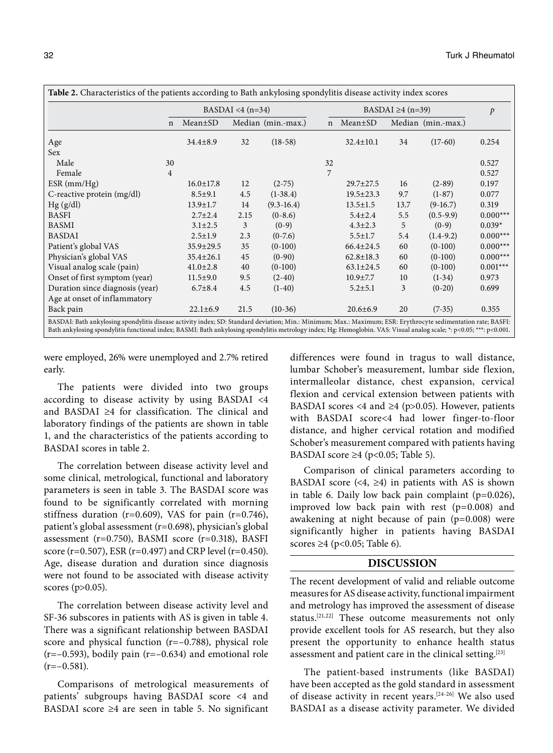**Table 2.** Characteristics of the patients according to Bath ankylosing spondylitis disease activity index scores

| | BASDAI <4 (n=34) | | | | BASDAI ≥4 (n=39) | | | | *p* |
|---|---|---|---|---|---|---|---|---|---|
| | n | Mean±SD | Median | (min.-max.) | n | Mean±SD | Median | (min.-max.) | |
| Age | | 34.4±8.9 | 32 | (18-58) | | 32.4±10.1 | 34 | (17-60) | 0.254 |
| Sex | | | | | | | | | |
| Male | 30 | | | | 32 | | | | 0.527 |
| Female | 4 | | | | 7 | | | | 0.527 |
| ESR (mm/Hg) | | 16.0±17.8 | 12 | (2-75) | | 29.7±27.5 | 16 | (2-89) | 0.197 |
| C-reactive protein (mg/dl) | | 8.5±9.1 | 4.5 | (1-38.4) | | 19.5±23.3 | 9.7 | (1-87) | 0.077 |
| Hg (g/dl) | | 13.9±1.7 | 14 | (9.3-16.4) | | 13.5±1.5 | 13.7 | (9-16.7) | 0.319 |
| BASFI | | 2.7±2.4 | 2.15 | (0-8.6) | | 5.4±2.4 | 5.5 | (0.5-9.9) | 0.000*** |
| BASMI | | 3.1±2.5 | 3 | (0-9) | | 4.3±2.3 | 5 | (0-9) | 0.039* |
| BASDAI | | 2.5±1.9 | 2.3 | (0-7.6) | | 5.5±1.7 | 5.4 | (1.4-9.2) | 0.000*** |
| Patient's global VAS | | 35.9±29.5 | 35 | (0-100) | | 66.4±24.5 | 60 | (0-100) | 0.000*** |
| Physician's global VAS | | 35.4±26.1 | 45 | (0-90) | | 62.8±18.3 | 60 | (0-100) | 0.000*** |
| Visual analog scale (pain) | | 41.0±2.8 | 40 | (0-100) | | 63.1±24.5 | 60 | (0-100) | 0.001*** |
| Onset of first symptom (year) | | 11.5±9.0 | 9.5 | (2-40) | | 10.9±7.7 | 10 | (1-34) | 0.973 |
| Duration since diagnosis (year) | | 6.7±8.4 | 4.5 | (1-40) | | 5.2±5.1 | 3 | (0-20) | 0.699 |
| Age at onset of inflammatory Back pain | | 22.1±6.9 | 21.5 | (10-36) | | 20.6±6.9 | 20 | (7-35) | 0.355 |

BASDAI: Bath ankylosing spondylitis disease activity index; SD: Standard deviation; Min.: Minimum; Max.: Maximum; ESR: Erythrocyte sedimentation rate; BASFI: Bath ankylosing spondylitis functional index; BASMI: Bath ankylosing spondylitis metrology index; Hg: Hemoglobin. VAS: Visual analog scale; *: p<0.05; ***: p<0.001.

were employed, 26% were unemployed and 2.7% retired early.

The patients were divided into two groups according to disease activity by using BASDAI <4 and BASDAI ≥4 for classification. The clinical and laboratory findings of the patients are shown in table 1, and the characteristics of the patients according to BASDAI scores in table 2.

The correlation between disease activity level and some clinical, metrological, functional and laboratory parameters is seen in table 3. The BASDAI score was found to be significantly correlated with morning stiffness duration (r=0.609), VAS for pain (r=0.746), patient's global assessment (r=0.698), physician's global assessment (r=0.750), BASMI score (r=0.318), BASFI score (r=0.507), ESR (r=0.497) and CRP level (r=0.450). Age, disease duration and duration since diagnosis were not found to be associated with disease activity scores (p>0.05).

The correlation between disease activity level and SF-36 subscores in patients with AS is given in table 4. There was a significant relationship between BASDAI score and physical function (r=−0.788), physical role (r=−0.593), bodily pain (r=−0.634) and emotional role (r=−0.581).

Comparisons of metrological measurements of patients' subgroups having BASDAI score <4 and BASDAI score ≥4 are seen in table 5. No significant differences were found in tragus to wall distance, lumbar Schober's measurement, lumbar side flexion, intermalleolar distance, chest expansion, cervical flexion and cervical extension between patients with BASDAI scores <4 and ≥4 (p>0.05). However, patients with BASDAI score<4 had lower finger-to-floor distance, and higher cervical rotation and modified Schober's measurement compared with patients having BASDAI score ≥4 (p<0.05; Table 5).

Comparison of clinical parameters according to BASDAI score (<4, ≥4) in patients with AS is shown in table 6. Daily low back pain complaint (p=0.026), improved low back pain with rest (p=0.008) and awakening at night because of pain (p=0.008) were significantly higher in patients having BASDAI scores ≥4 (p<0.05; Table 6).

## DISCUSSION

The recent development of valid and reliable outcome measures for AS disease activity, functional impairment and metrology has improved the assessment of disease status.[21,22] These outcome measurements not only provide excellent tools for AS research, but they also present the opportunity to enhance health status assessment and patient care in the clinical setting.[23]

The patient-based instruments (like BASDAI) have been accepted as the gold standard in assessment of disease activity in recent years.[24-26] We also used BASDAI as a disease activity parameter. We divided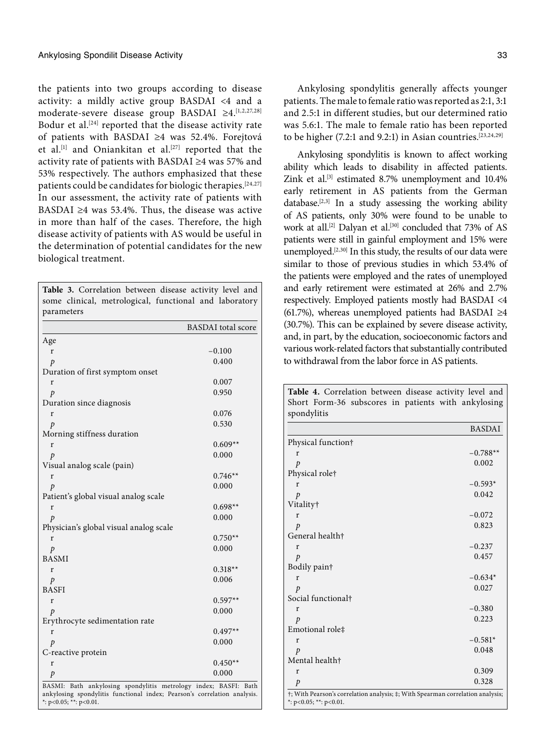the patients into two groups according to disease activity: a mildly active group BASDAI <4 and a moderate-severe disease group BASDAI ≥4.[1,2,27,28] Bodur et al.[24] reported that the disease activity rate of patients with BASDAI ≥4 was 52.4%. Forejtová et al.[1] and Oniankitan et al.[27] reported that the activity rate of patients with BASDAI ≥4 was 57% and 53% respectively. The authors emphasized that these patients could be candidates for biologic therapies.[24,27] In our assessment, the activity rate of patients with BASDAI ≥4 was 53.4%. Thus, the disease was active in more than half of the cases. Therefore, the high disease activity of patients with AS would be useful in the determination of potential candidates for the new biological treatment.

**Table 3.** Correlation between disease activity level and some clinical, metrological, functional and laboratory parameters

| | BASDAI total score |
|---|---|
| Age | |
| r | −0.100 |
| *p* | 0.400 |
| Duration of first symptom onset | |
| r | 0.007 |
| *p* | 0.950 |
| Duration since diagnosis | |
| r | 0.076 |
| *p* | 0.530 |
| Morning stiffness duration | |
| r | 0.609** |
| *p* | 0.000 |
| Visual analog scale (pain) | |
| r | 0.746** |
| *p* | 0.000 |
| Patient's global visual analog scale | |
| r | 0.698** |
| *p* | 0.000 |
| Physician's global visual analog scale | |
| r | 0.750** |
| *p* | 0.000 |
| BASMI | |
| r | 0.318** |
| *p* | 0.006 |
| BASFI | |
| r | 0.597** |
| *p* | 0.000 |
| Erythrocyte sedimentation rate | |
| r | 0.497** |
| *p* | 0.000 |
| C-reactive protein | |
| r | 0.450** |
| *p* | 0.000 |

BASMI: Bath ankylosing spondylitis metrology index; BASFI: Bath ankylosing spondylitis functional index; Pearson's correlation analysis. *: p<0.05; **: p<0.01.

Ankylosing spondylitis generally affects younger patients. The male to female ratio was reported as 2:1, 3:1 and 2.5:1 in different studies, but our determined ratio was 5.6:1. The male to female ratio has been reported to be higher (7.2:1 and 9.2:1) in Asian countries.[23,24,29]

Ankylosing spondylitis is known to affect working ability which leads to disability in affected patients. Zink et al.[3] estimated 8.7% unemployment and 10.4% early retirement in AS patients from the German database.[2,3] In a study assessing the working ability of AS patients, only 30% were found to be unable to work at all.[2] Dalyan et al.[30] concluded that 73% of AS patients were still in gainful employment and 15% were unemployed.[2,30] In this study, the results of our data were similar to those of previous studies in which 53.4% of the patients were employed and the rates of unemployed and early retirement were estimated at 26% and 2.7% respectively. Employed patients mostly had BASDAI <4 (61.7%), whereas unemployed patients had BASDAI ≥4 (30.7%). This can be explained by severe disease activity, and, in part, by the education, socioeconomic factors and various work-related factors that substantially contributed to withdrawal from the labor force in AS patients.

**Table 4.** Correlation between disease activity level and Short Form-36 subscores in patients with ankylosing spondylitis

| | BASDAI |
|---|---|
| Physical function† | |
| r | −0.788** |
| *p* | 0.002 |
| Physical role† | |
| r | −0.593* |
| *p* | 0.042 |
| Vitality† | |
| r | −0.072 |
| *p* | 0.823 |
| General health† | |
| r | −0.237 |
| *p* | 0.457 |
| Bodily pain† | |
| r | −0.634* |
| *p* | 0.027 |
| Social functional† | |
| r | −0.380 |
| *p* | 0.223 |
| Emotional role‡ | |
| r | −0.581* |
| *p* | 0.048 |
| Mental health† | |
| r | 0.309 |
| *p* | 0.328 |

†; With Pearson's correlation analysis; ‡; With Spearman correlation analysis; *: p<0.05; **: p<0.01.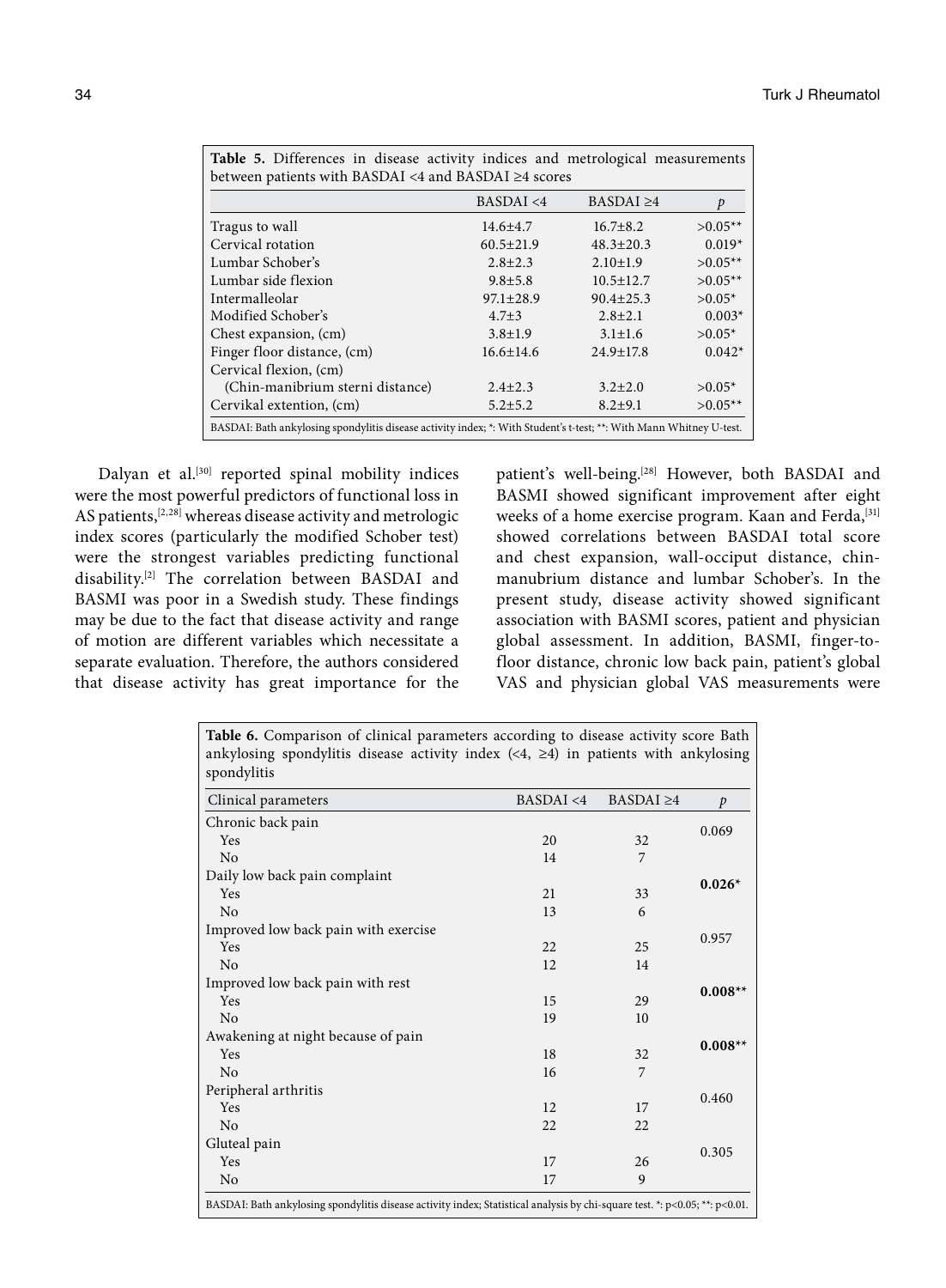**Table 5.** Differences in disease activity indices and metrological measurements between patients with BASDAI <4 and BASDAI ≥4 scores

| | BASDAI <4 | BASDAI ≥4 | *p* |
|---|---|---|---|
| Tragus to wall | 14.6±4.7 | 16.7±8.2 | >0.05** |
| Cervical rotation | 60.5±21.9 | 48.3±20.3 | 0.019* |
| Lumbar Schober's | 2.8±2.3 | 2.10±1.9 | >0.05** |
| Lumbar side flexion | 9.8±5.8 | 10.5±12.7 | >0.05** |
| Intermalleolar | 97.1±28.9 | 90.4±25.3 | >0.05* |
| Modified Schober's | 4.7±3 | 2.8±2.1 | 0.003* |
| Chest expansion, (cm) | 3.8±1.9 | 3.1±1.6 | >0.05* |
| Finger floor distance, (cm) | 16.6±14.6 | 24.9±17.8 | 0.042* |
| Cervical flexion, (cm) (Chin-manibrium sterni distance) | 2.4±2.3 | 3.2±2.0 | >0.05* |
| Cervikal extention, (cm) | 5.2±5.2 | 8.2±9.1 | >0.05** |

BASDAI: Bath ankylosing spondylitis disease activity index; *: With Student's t-test; **: With Mann Whitney U-test.

Dalyan et al.[30] reported spinal mobility indices were the most powerful predictors of functional loss in AS patients,[2,28] whereas disease activity and metrologic index scores (particularly the modified Schober test) were the strongest variables predicting functional disability.[2] The correlation between BASDAI and BASMI was poor in a Swedish study. These findings may be due to the fact that disease activity and range of motion are different variables which necessitate a separate evaluation. Therefore, the authors considered that disease activity has great importance for the patient's well-being.[28] However, both BASDAI and BASMI showed significant improvement after eight weeks of a home exercise program. Kaan and Ferda,[31] showed correlations between BASDAI total score and chest expansion, wall-occiput distance, chin-manubrium distance and lumbar Schober's. In the present study, disease activity showed significant association with BASMI scores, patient and physician global assessment. In addition, BASMI, finger-to-floor distance, chronic low back pain, patient's global VAS and physician global VAS measurements were

**Table 6.** Comparison of clinical parameters according to disease activity score Bath ankylosing spondylitis disease activity index (<4, ≥4) in patients with ankylosing spondylitis

| Clinical parameters | BASDAI <4 | BASDAI ≥4 | *p* |
|---|---|---|---|
| Chronic back pain | | | 0.069 |
| Yes | 20 | 32 | |
| No | 14 | 7 | |
| Daily low back pain complaint | | | **0.026*** |
| Yes | 21 | 33 | |
| No | 13 | 6 | |
| Improved low back pain with exercise | | | 0.957 |
| Yes | 22 | 25 | |
| No | 12 | 14 | |
| Improved low back pain with rest | | | **0.008**** |
| Yes | 15 | 29 | |
| No | 19 | 10 | |
| Awakening at night because of pain | | | **0.008**** |
| Yes | 18 | 32 | |
| No | 16 | 7 | |
| Peripheral arthritis | | | 0.460 |
| Yes | 12 | 17 | |
| No | 22 | 22 | |
| Gluteal pain | | | 0.305 |
| Yes | 17 | 26 | |
| No | 17 | 9 | |

BASDAI: Bath ankylosing spondylitis disease activity index; Statistical analysis by chi-square test. *: p<0.05; **: p<0.01.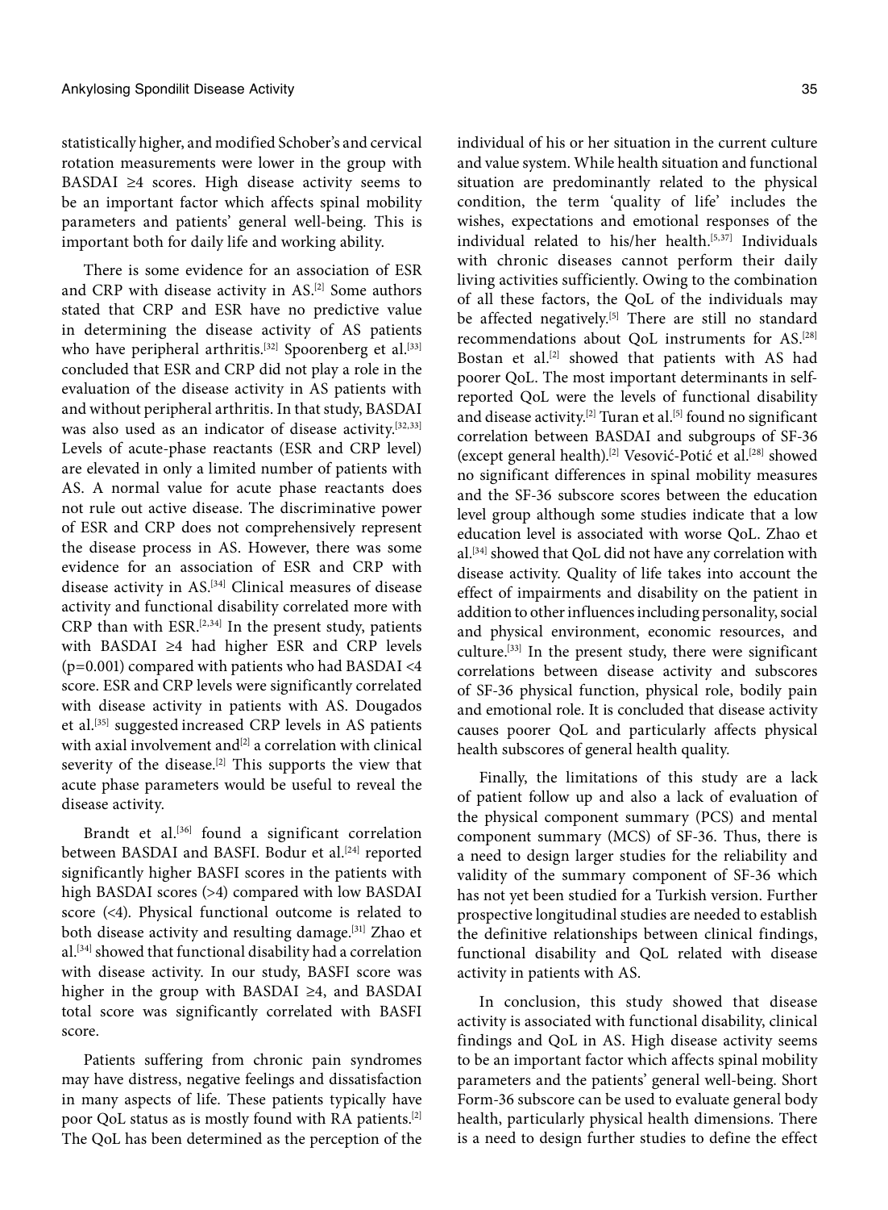statistically higher, and modified Schober's and cervical rotation measurements were lower in the group with BASDAI ≥4 scores. High disease activity seems to be an important factor which affects spinal mobility parameters and patients' general well-being. This is important both for daily life and working ability.

There is some evidence for an association of ESR and CRP with disease activity in AS.[2] Some authors stated that CRP and ESR have no predictive value in determining the disease activity of AS patients who have peripheral arthritis.[32] Spoorenberg et al.[33] concluded that ESR and CRP did not play a role in the evaluation of the disease activity in AS patients with and without peripheral arthritis. In that study, BASDAI was also used as an indicator of disease activity.[32,33] Levels of acute-phase reactants (ESR and CRP level) are elevated in only a limited number of patients with AS. A normal value for acute phase reactants does not rule out active disease. The discriminative power of ESR and CRP does not comprehensively represent the disease process in AS. However, there was some evidence for an association of ESR and CRP with disease activity in AS.[34] Clinical measures of disease activity and functional disability correlated more with CRP than with ESR.[2,34] In the present study, patients with BASDAI ≥4 had higher ESR and CRP levels ($p=0.001$) compared with patients who had BASDAI <4 score. ESR and CRP levels were significantly correlated with disease activity in patients with AS. Dougados et al.[35] suggested increased CRP levels in AS patients with axial involvement and[2] a correlation with clinical severity of the disease.[2] This supports the view that acute phase parameters would be useful to reveal the disease activity.

Brandt et al.[36] found a significant correlation between BASDAI and BASFI. Bodur et al.[24] reported significantly higher BASFI scores in the patients with high BASDAI scores (>4) compared with low BASDAI score (<4). Physical functional outcome is related to both disease activity and resulting damage.[31] Zhao et al.[34] showed that functional disability had a correlation with disease activity. In our study, BASFI score was higher in the group with BASDAI ≥4, and BASDAI total score was significantly correlated with BASFI score.

Patients suffering from chronic pain syndromes may have distress, negative feelings and dissatisfaction in many aspects of life. These patients typically have poor QoL status as is mostly found with RA patients.[2] The QoL has been determined as the perception of the individual of his or her situation in the current culture and value system. While health situation and functional situation are predominantly related to the physical condition, the term 'quality of life' includes the wishes, expectations and emotional responses of the individual related to his/her health.[5,37] Individuals with chronic diseases cannot perform their daily living activities sufficiently. Owing to the combination of all these factors, the QoL of the individuals may be affected negatively.[5] There are still no standard recommendations about QoL instruments for AS.[28] Bostan et al.[2] showed that patients with AS had poorer QoL. The most important determinants in self-reported QoL were the levels of functional disability and disease activity.[2] Turan et al.[5] found no significant correlation between BASDAI and subgroups of SF-36 (except general health).[2] Vesović-Potić et al.[28] showed no significant differences in spinal mobility measures and the SF-36 subscore scores between the education level group although some studies indicate that a low education level is associated with worse QoL. Zhao et al.[34] showed that QoL did not have any correlation with disease activity. Quality of life takes into account the effect of impairments and disability on the patient in addition to other influences including personality, social and physical environment, economic resources, and culture.[33] In the present study, there were significant correlations between disease activity and subscores of SF-36 physical function, physical role, bodily pain and emotional role. It is concluded that disease activity causes poorer QoL and particularly affects physical health subscores of general health quality.

Finally, the limitations of this study are a lack of patient follow up and also a lack of evaluation of the physical component summary (PCS) and mental component summary (MCS) of SF-36. Thus, there is a need to design larger studies for the reliability and validity of the summary component of SF-36 which has not yet been studied for a Turkish version. Further prospective longitudinal studies are needed to establish the definitive relationships between clinical findings, functional disability and QoL related with disease activity in patients with AS.

In conclusion, this study showed that disease activity is associated with functional disability, clinical findings and QoL in AS. High disease activity seems to be an important factor which affects spinal mobility parameters and the patients' general well-being. Short Form-36 subscore can be used to evaluate general body health, particularly physical health dimensions. There is a need to design further studies to define the effect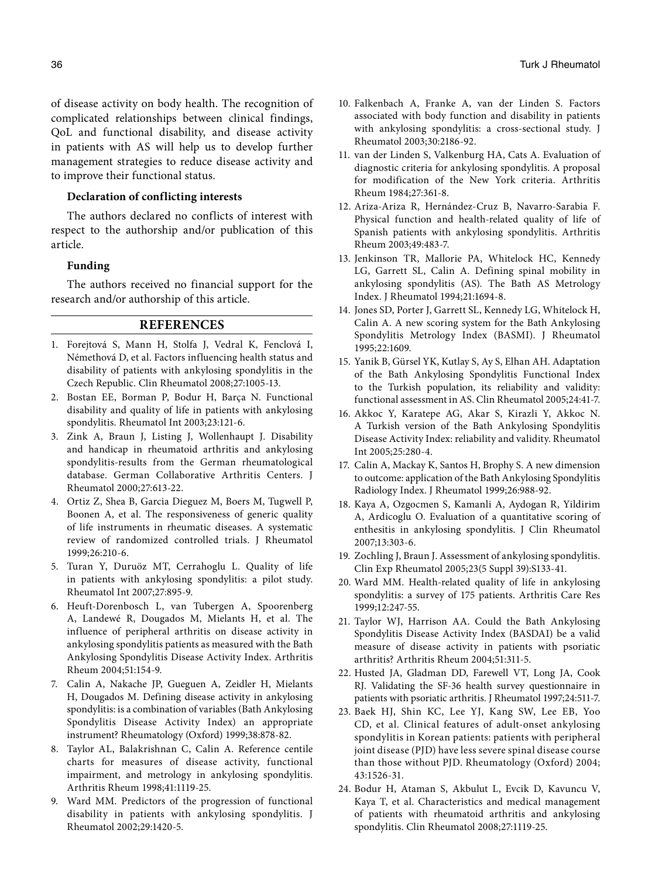of disease activity on body health. The recognition of complicated relationships between clinical findings, QoL and functional disability, and disease activity in patients with AS will help us to develop further management strategies to reduce disease activity and to improve their functional status.

**Declaration of conflicting interests**

The authors declared no conflicts of interest with respect to the authorship and/or publication of this article.

**Funding**

The authors received no financial support for the research and/or authorship of this article.

## REFERENCES

1. Forejtová S, Mann H, Stolfa J, Vedral K, Fenclová I, Némethová D, et al. Factors influencing health status and disability of patients with ankylosing spondylitis in the Czech Republic. Clin Rheumatol 2008;27:1005-13.
2. Bostan EE, Borman P, Bodur H, Barça N. Functional disability and quality of life in patients with ankylosing spondylitis. Rheumatol Int 2003;23:121-6.
3. Zink A, Braun J, Listing J, Wollenhaupt J. Disability and handicap in rheumatoid arthritis and ankylosing spondylitis-results from the German rheumatological database. German Collaborative Arthritis Centers. J Rheumatol 2000;27:613-22.
4. Ortiz Z, Shea B, Garcia Dieguez M, Boers M, Tugwell P, Boonen A, et al. The responsiveness of generic quality of life instruments in rheumatic diseases. A systematic review of randomized controlled trials. J Rheumatol 1999;26:210-6.
5. Turan Y, Duruöz MT, Cerrahoglu L. Quality of life in patients with ankylosing spondylitis: a pilot study. Rheumatol Int 2007;27:895-9.
6. Heuft-Dorenbosch L, van Tubergen A, Spoorenberg A, Landewé R, Dougados M, Mielants H, et al. The influence of peripheral arthritis on disease activity in ankylosing spondylitis patients as measured with the Bath Ankylosing Spondylitis Disease Activity Index. Arthritis Rheum 2004;51:154-9.
7. Calin A, Nakache JP, Gueguen A, Zeidler H, Mielants H, Dougados M. Defining disease activity in ankylosing spondylitis: is a combination of variables (Bath Ankylosing Spondylitis Disease Activity Index) an appropriate instrument? Rheumatology (Oxford) 1999;38:878-82.
8. Taylor AL, Balakrishnan C, Calin A. Reference centile charts for measures of disease activity, functional impairment, and metrology in ankylosing spondylitis. Arthritis Rheum 1998;41:1119-25.
9. Ward MM. Predictors of the progression of functional disability in patients with ankylosing spondylitis. J Rheumatol 2002;29:1420-5.
10. Falkenbach A, Franke A, van der Linden S. Factors associated with body function and disability in patients with ankylosing spondylitis: a cross-sectional study. J Rheumatol 2003;30:2186-92.
11. van der Linden S, Valkenburg HA, Cats A. Evaluation of diagnostic criteria for ankylosing spondylitis. A proposal for modification of the New York criteria. Arthritis Rheum 1984;27:361-8.
12. Ariza-Ariza R, Hernández-Cruz B, Navarro-Sarabia F. Physical function and health-related quality of life of Spanish patients with ankylosing spondylitis. Arthritis Rheum 2003;49:483-7.
13. Jenkinson TR, Mallorie PA, Whitelock HC, Kennedy LG, Garrett SL, Calin A. Defining spinal mobility in ankylosing spondylitis (AS). The Bath AS Metrology Index. J Rheumatol 1994;21:1694-8.
14. Jones SD, Porter J, Garrett SL, Kennedy LG, Whitelock H, Calin A. A new scoring system for the Bath Ankylosing Spondylitis Metrology Index (BASMI). J Rheumatol 1995;22:1609.
15. Yanik B, Gürsel YK, Kutlay S, Ay S, Elhan AH. Adaptation of the Bath Ankylosing Spondylitis Functional Index to the Turkish population, its reliability and validity: functional assessment in AS. Clin Rheumatol 2005;24:41-7.
16. Akkoc Y, Karatepe AG, Akar S, Kirazli Y, Akkoc N. A Turkish version of the Bath Ankylosing Spondylitis Disease Activity Index: reliability and validity. Rheumatol Int 2005;25:280-4.
17. Calin A, Mackay K, Santos H, Brophy S. A new dimension to outcome: application of the Bath Ankylosing Spondylitis Radiology Index. J Rheumatol 1999;26:988-92.
18. Kaya A, Ozgocmen S, Kamanli A, Aydogan R, Yildirim A, Ardicoglu O. Evaluation of a quantitative scoring of enthesitis in ankylosing spondylitis. J Clin Rheumatol 2007;13:303-6.
19. Zochling J, Braun J. Assessment of ankylosing spondylitis. Clin Exp Rheumatol 2005;23(5 Suppl 39):S133-41.
20. Ward MM. Health-related quality of life in ankylosing spondylitis: a survey of 175 patients. Arthritis Care Res 1999;12:247-55.
21. Taylor WJ, Harrison AA. Could the Bath Ankylosing Spondylitis Disease Activity Index (BASDAI) be a valid measure of disease activity in patients with psoriatic arthritis? Arthritis Rheum 2004;51:311-5.
22. Husted JA, Gladman DD, Farewell VT, Long JA, Cook RJ. Validating the SF-36 health survey questionnaire in patients with psoriatic arthritis. J Rheumatol 1997;24:511-7.
23. Baek HJ, Shin KC, Lee YJ, Kang SW, Lee EB, Yoo CD, et al. Clinical features of adult-onset ankylosing spondylitis in Korean patients: patients with peripheral joint disease (PJD) have less severe spinal disease course than those without PJD. Rheumatology (Oxford) 2004; 43:1526-31.
24. Bodur H, Ataman S, Akbulut L, Evcik D, Kavuncu V, Kaya T, et al. Characteristics and medical management of patients with rheumatoid arthritis and ankylosing spondylitis. Clin Rheumatol 2008;27:1119-25.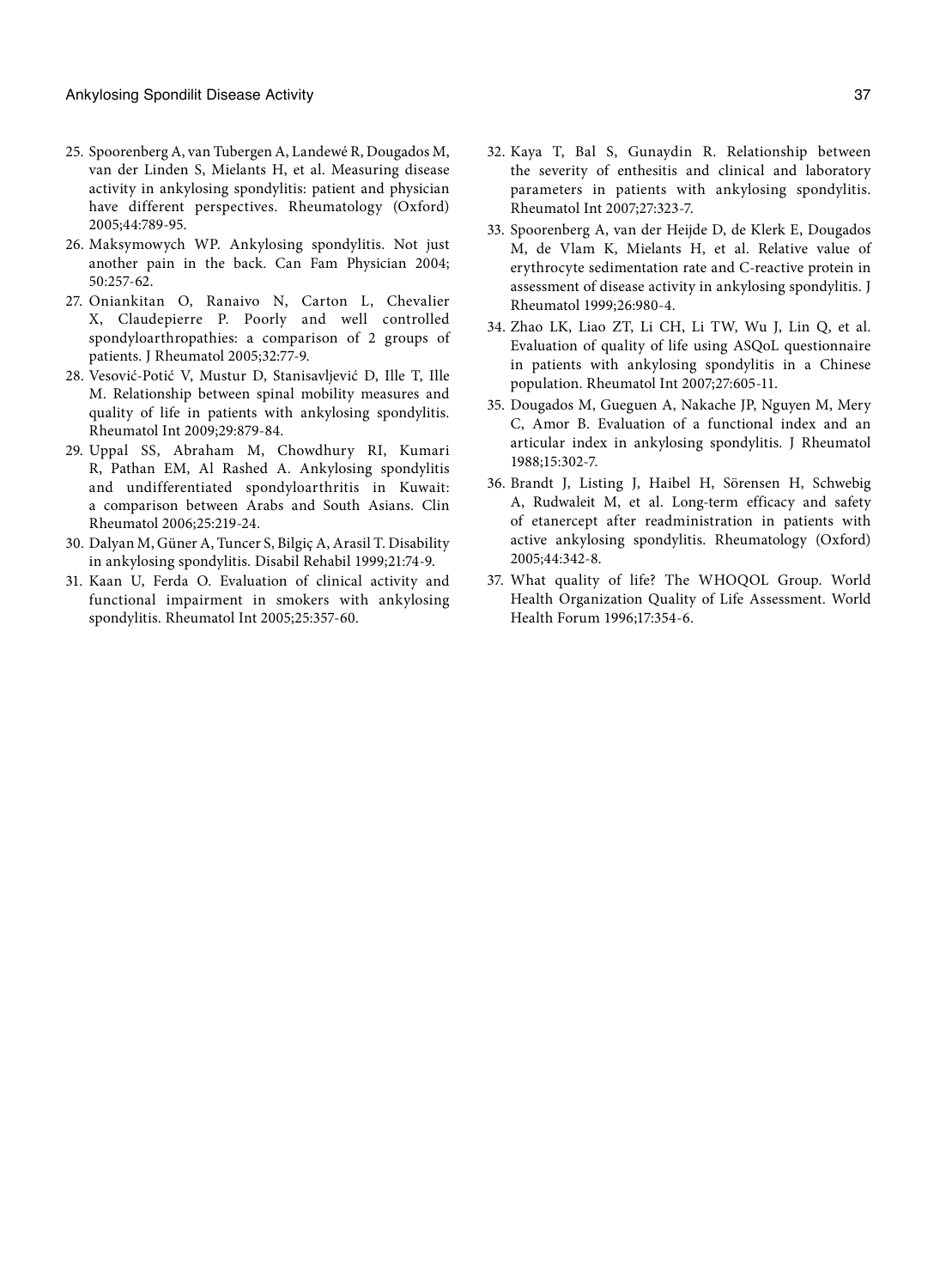25. Spoorenberg A, van Tubergen A, Landewé R, Dougados M, van der Linden S, Mielants H, et al. Measuring disease activity in ankylosing spondylitis: patient and physician have different perspectives. Rheumatology (Oxford) 2005;44:789-95.
26. Maksymowych WP. Ankylosing spondylitis. Not just another pain in the back. Can Fam Physician 2004; 50:257-62.
27. Oniankitan O, Ranaivo N, Carton L, Chevalier X, Claudepierre P. Poorly and well controlled spondyloarthropathies: a comparison of 2 groups of patients. J Rheumatol 2005;32:77-9.
28. Vesović-Potić V, Mustur D, Stanisavljević D, Ille T, Ille M. Relationship between spinal mobility measures and quality of life in patients with ankylosing spondylitis. Rheumatol Int 2009;29:879-84.
29. Uppal SS, Abraham M, Chowdhury RI, Kumari R, Pathan EM, Al Rashed A. Ankylosing spondylitis and undifferentiated spondyloarthritis in Kuwait: a comparison between Arabs and South Asians. Clin Rheumatol 2006;25:219-24.
30. Dalyan M, Güner A, Tuncer S, Bilgiç A, Arasil T. Disability in ankylosing spondylitis. Disabil Rehabil 1999;21:74-9.
31. Kaan U, Ferda O. Evaluation of clinical activity and functional impairment in smokers with ankylosing spondylitis. Rheumatol Int 2005;25:357-60.
32. Kaya T, Bal S, Gunaydin R. Relationship between the severity of enthesitis and clinical and laboratory parameters in patients with ankylosing spondylitis. Rheumatol Int 2007;27:323-7.
33. Spoorenberg A, van der Heijde D, de Klerk E, Dougados M, de Vlam K, Mielants H, et al. Relative value of erythrocyte sedimentation rate and C-reactive protein in assessment of disease activity in ankylosing spondylitis. J Rheumatol 1999;26:980-4.
34. Zhao LK, Liao ZT, Li CH, Li TW, Wu J, Lin Q, et al. Evaluation of quality of life using ASQoL questionnaire in patients with ankylosing spondylitis in a Chinese population. Rheumatol Int 2007;27:605-11.
35. Dougados M, Gueguen A, Nakache JP, Nguyen M, Mery C, Amor B. Evaluation of a functional index and an articular index in ankylosing spondylitis. J Rheumatol 1988;15:302-7.
36. Brandt J, Listing J, Haibel H, Sörensen H, Schwebig A, Rudwaleit M, et al. Long-term efficacy and safety of etanercept after readministration in patients with active ankylosing spondylitis. Rheumatology (Oxford) 2005;44:342-8.
37. What quality of life? The WHOQOL Group. World Health Organization Quality of Life Assessment. World Health Forum 1996;17:354-6.